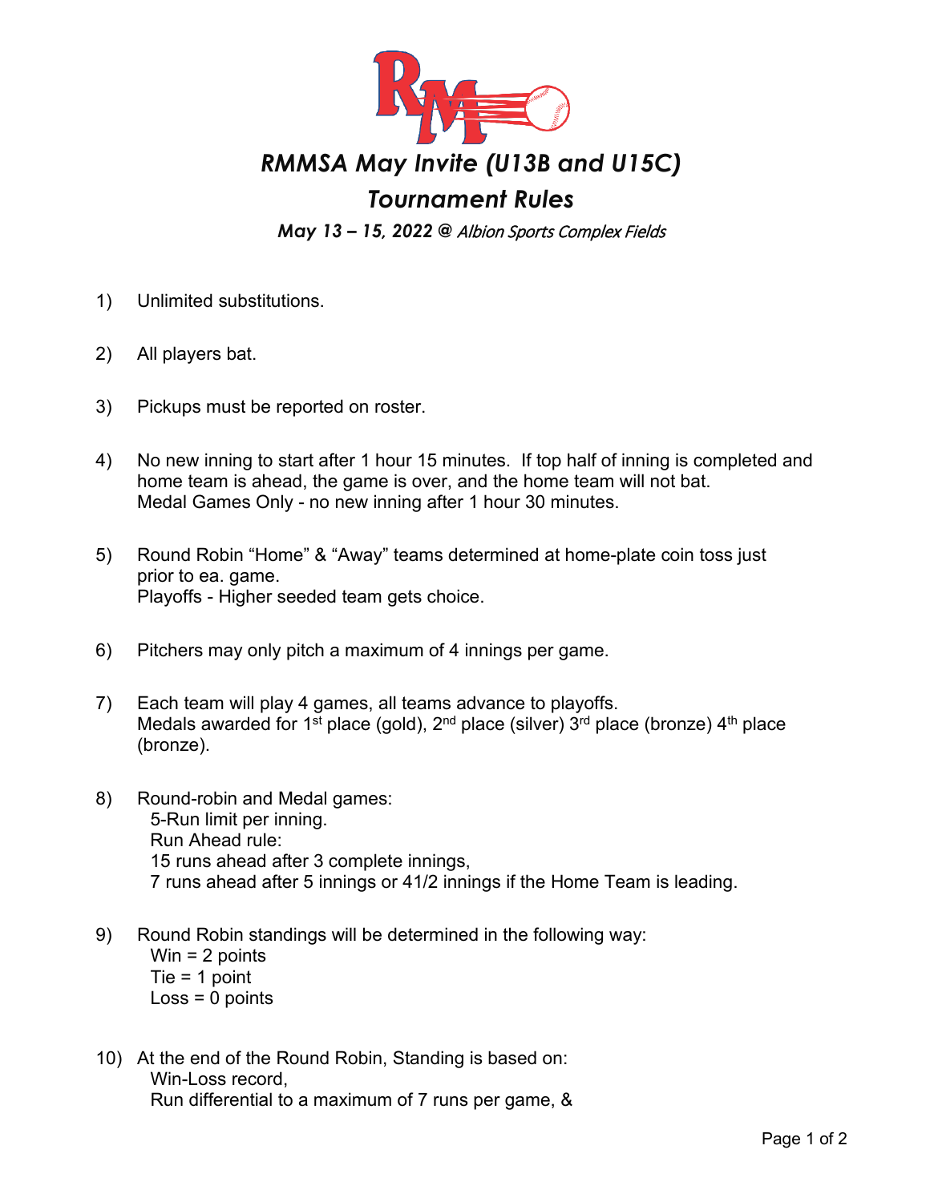# *RMMSA May Invite (U13B and U15C)*

## *Tournament Rules*

***May 13 – 15, 2022 @** Albion Sports Complex Fields*

1) Unlimited substitutions.

2) All players bat.

3) Pickups must be reported on roster.

4) No new inning to start after 1 hour 15 minutes. If top half of inning is completed and home team is ahead, the game is over, and the home team will not bat.
   Medal Games Only - no new inning after 1 hour 30 minutes.

5) Round Robin "Home" & "Away" teams determined at home-plate coin toss just prior to ea. game.
   Playoffs - Higher seeded team gets choice.

6) Pitchers may only pitch a maximum of 4 innings per game.

7) Each team will play 4 games, all teams advance to playoffs.
   Medals awarded for 1st place (gold), 2nd place (silver) 3rd place (bronze) 4th place (bronze).

8) Round-robin and Medal games:
   5-Run limit per inning.
   Run Ahead rule:
   15 runs ahead after 3 complete innings,
   7 runs ahead after 5 innings or 41/2 innings if the Home Team is leading.

9) Round Robin standings will be determined in the following way:
   Win = 2 points
   Tie = 1 point
   Loss = 0 points

10) At the end of the Round Robin, Standing is based on:
    Win-Loss record,
    Run differential to a maximum of 7 runs per game, &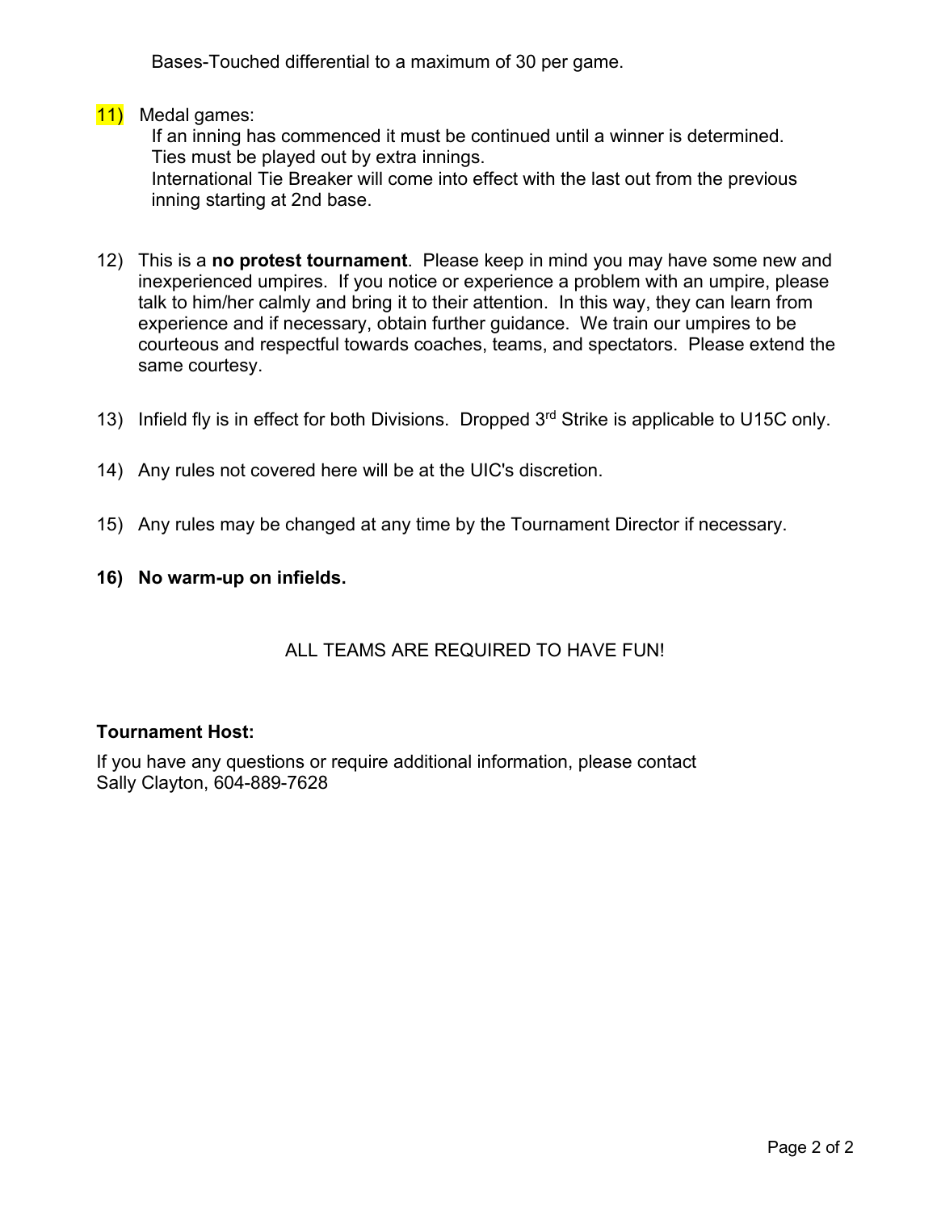Bases-Touched differential to a maximum of 30 per game.

11) Medal games:
    If an inning has commenced it must be continued until a winner is determined.
    Ties must be played out by extra innings.
    International Tie Breaker will come into effect with the last out from the previous inning starting at 2nd base.

12) This is a **no protest tournament**. Please keep in mind you may have some new and inexperienced umpires. If you notice or experience a problem with an umpire, please talk to him/her calmly and bring it to their attention. In this way, they can learn from experience and if necessary, obtain further guidance. We train our umpires to be courteous and respectful towards coaches, teams, and spectators. Please extend the same courtesy.

13) Infield fly is in effect for both Divisions. Dropped 3rd Strike is applicable to U15C only.

14) Any rules not covered here will be at the UIC's discretion.

15) Any rules may be changed at any time by the Tournament Director if necessary.

**16) No warm-up on infields.**

ALL TEAMS ARE REQUIRED TO HAVE FUN!

**Tournament Host:**

If you have any questions or require additional information, please contact
Sally Clayton, 604-889-7628